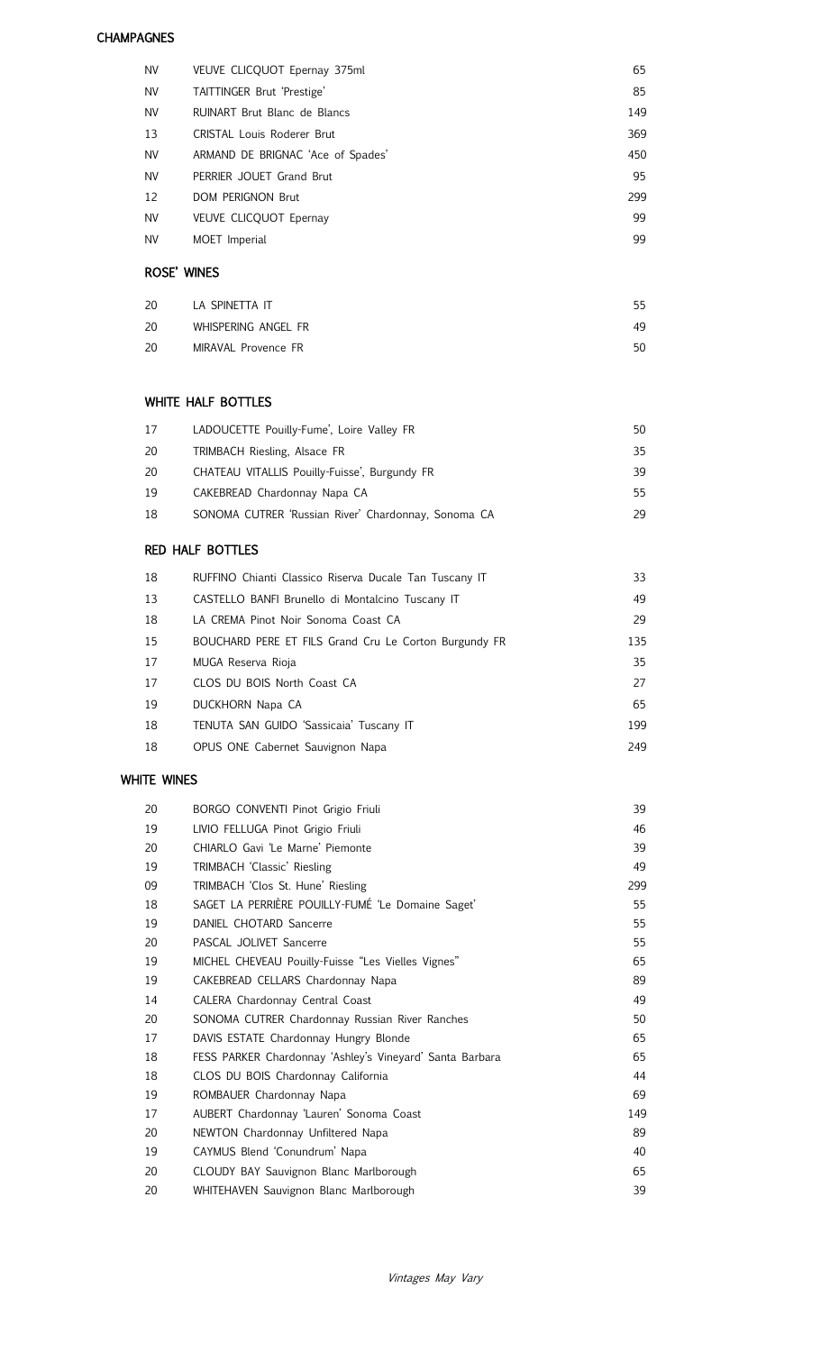## CHAMPAGNES

| | | |
|---|---|---|
| NV | VEUVE CLICQUOT Epernay 375ml | 65 |
| NV | TAITTINGER Brut 'Prestige' | 85 |
| NV | RUINART Brut Blanc de Blancs | 149 |
| 13 | CRISTAL Louis Roderer Brut | 369 |
| NV | ARMAND DE BRIGNAC 'Ace of Spades' | 450 |
| NV | PERRIER JOUET Grand Brut | 95 |
| 12 | DOM PERIGNON Brut | 299 |
| NV | VEUVE CLICQUOT Epernay | 99 |
| NV | MOET Imperial | 99 |

## ROSE' WINES

| | | |
|---|---|---|
| 20 | LA SPINETTA IT | 55 |
| 20 | WHISPERING ANGEL FR | 49 |
| 20 | MIRAVAL Provence FR | 50 |

## WHITE HALF BOTTLES

| | | |
|---|---|---|
| 17 | LADOUCETTE Pouilly-Fume', Loire Valley FR | 50 |
| 20 | TRIMBACH Riesling, Alsace FR | 35 |
| 20 | CHATEAU VITALLIS Pouilly-Fuisse', Burgundy FR | 39 |
| 19 | CAKEBREAD Chardonnay Napa CA | 55 |
| 18 | SONOMA CUTRER 'Russian River' Chardonnay, Sonoma CA | 29 |

## RED HALF BOTTLES

| | | |
|---|---|---|
| 18 | RUFFINO Chianti Classico Riserva Ducale Tan Tuscany IT | 33 |
| 13 | CASTELLO BANFI Brunello di Montalcino Tuscany IT | 49 |
| 18 | LA CREMA Pinot Noir Sonoma Coast CA | 29 |
| 15 | BOUCHARD PERE ET FILS Grand Cru Le Corton Burgundy FR | 135 |
| 17 | MUGA Reserva Rioja | 35 |
| 17 | CLOS DU BOIS North Coast CA | 27 |
| 19 | DUCKHORN Napa CA | 65 |
| 18 | TENUTA SAN GUIDO 'Sassicaia' Tuscany IT | 199 |
| 18 | OPUS ONE Cabernet Sauvignon Napa | 249 |

## WHITE WINES

| | | |
|---|---|---|
| 20 | BORGO CONVENTI Pinot Grigio Friuli | 39 |
| 19 | LIVIO FELLUGA Pinot Grigio Friuli | 46 |
| 20 | CHIARLO Gavi 'Le Marne' Piemonte | 39 |
| 19 | TRIMBACH 'Classic' Riesling | 49 |
| 09 | TRIMBACH 'Clos St. Hune' Riesling | 299 |
| 18 | SAGET LA PERRIÈRE POUILLY-FUMÉ 'Le Domaine Saget' | 55 |
| 19 | DANIEL CHOTARD Sancerre | 55 |
| 20 | PASCAL JOLIVET Sancerre | 55 |
| 19 | MICHEL CHEVEAU Pouilly-Fuisse "Les Vielles Vignes" | 65 |
| 19 | CAKEBREAD CELLARS Chardonnay Napa | 89 |
| 14 | CALERA Chardonnay Central Coast | 49 |
| 20 | SONOMA CUTRER Chardonnay Russian River Ranches | 50 |
| 17 | DAVIS ESTATE Chardonnay Hungry Blonde | 65 |
| 18 | FESS PARKER Chardonnay 'Ashley's Vineyard' Santa Barbara | 65 |
| 18 | CLOS DU BOIS Chardonnay California | 44 |
| 19 | ROMBAUER Chardonnay Napa | 69 |
| 17 | AUBERT Chardonnay 'Lauren' Sonoma Coast | 149 |
| 20 | NEWTON Chardonnay Unfiltered Napa | 89 |
| 19 | CAYMUS Blend 'Conundrum' Napa | 40 |
| 20 | CLOUDY BAY Sauvignon Blanc Marlborough | 65 |
| 20 | WHITEHAVEN Sauvignon Blanc Marlborough | 39 |

*Vintages May Vary*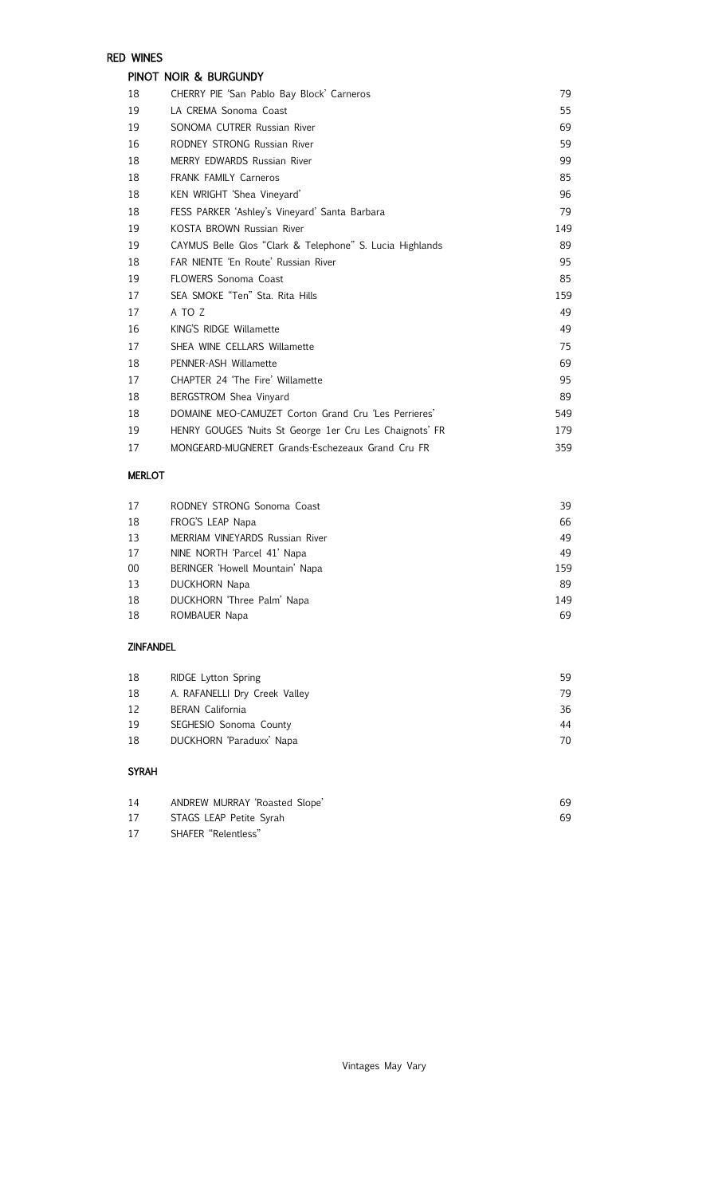# RED WINES

## PINOT NOIR & BURGUNDY

| | | |
|---|---|---|
| 18 | CHERRY PIE 'San Pablo Bay Block' Carneros | 79 |
| 19 | LA CREMA Sonoma Coast | 55 |
| 19 | SONOMA CUTRER Russian River | 69 |
| 16 | RODNEY STRONG Russian River | 59 |
| 18 | MERRY EDWARDS Russian River | 99 |
| 18 | FRANK FAMILY Carneros | 85 |
| 18 | KEN WRIGHT 'Shea Vineyard' | 96 |
| 18 | FESS PARKER 'Ashley's Vineyard' Santa Barbara | 79 |
| 19 | KOSTA BROWN Russian River | 149 |
| 19 | CAYMUS Belle Glos "Clark & Telephone" S. Lucia Highlands | 89 |
| 18 | FAR NIENTE 'En Route' Russian River | 95 |
| 19 | FLOWERS Sonoma Coast | 85 |
| 17 | SEA SMOKE "Ten" Sta. Rita Hills | 159 |
| 17 | A TO Z | 49 |
| 16 | KING'S RIDGE Willamette | 49 |
| 17 | SHEA WINE CELLARS Willamette | 75 |
| 18 | PENNER-ASH Willamette | 69 |
| 17 | CHAPTER 24 'The Fire' Willamette | 95 |
| 18 | BERGSTROM Shea Vinyard | 89 |
| 18 | DOMAINE MEO-CAMUZET Corton Grand Cru 'Les Perrieres' | 549 |
| 19 | HENRY GOUGES 'Nuits St George 1er Cru Les Chaignots' FR | 179 |
| 17 | MONGEARD-MUGNERET Grands-Eschezeaux Grand Cru FR | 359 |

## MERLOT

| | | |
|---|---|---|
| 17 | RODNEY STRONG Sonoma Coast | 39 |
| 18 | FROG'S LEAP Napa | 66 |
| 13 | MERRIAM VINEYARDS Russian River | 49 |
| 17 | NINE NORTH 'Parcel 41' Napa | 49 |
| 00 | BERINGER 'Howell Mountain' Napa | 159 |
| 13 | DUCKHORN Napa | 89 |
| 18 | DUCKHORN 'Three Palm' Napa | 149 |
| 18 | ROMBAUER Napa | 69 |

## ZINFANDEL

| | | |
|---|---|---|
| 18 | RIDGE Lytton Spring | 59 |
| 18 | A. RAFANELLI Dry Creek Valley | 79 |
| 12 | BERAN California | 36 |
| 19 | SEGHESIO Sonoma County | 44 |
| 18 | DUCKHORN 'Paraduxx' Napa | 70 |

## SYRAH

| | | |
|---|---|---|
| 14 | ANDREW MURRAY 'Roasted Slope' | 69 |
| 17 | STAGS LEAP Petite Syrah | 69 |
| 17 | SHAFER "Relentless" | |

Vintages May Vary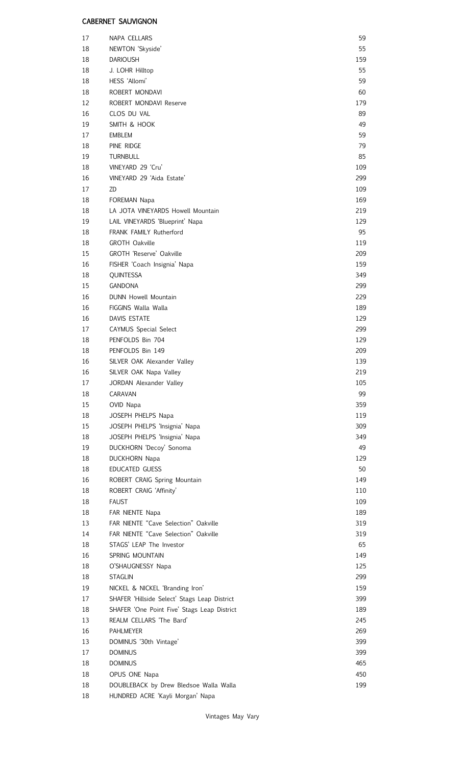## CABERNET SAUVIGNON

| | | |
|---|---|---|
| 17 | NAPA CELLARS | 59 |
| 18 | NEWTON 'Skyside' | 55 |
| 18 | DARIOUSH | 159 |
| 18 | J. LOHR Hilltop | 55 |
| 18 | HESS 'Allomi' | 59 |
| 18 | ROBERT MONDAVI | 60 |
| 12 | ROBERT MONDAVI Reserve | 179 |
| 16 | CLOS DU VAL | 89 |
| 19 | SMITH & HOOK | 49 |
| 17 | EMBLEM | 59 |
| 18 | PINE RIDGE | 79 |
| 19 | TURNBULL | 85 |
| 18 | VINEYARD 29 'Cru' | 109 |
| 16 | VINEYARD 29 'Aida Estate' | 299 |
| 17 | ZD | 109 |
| 18 | FOREMAN Napa | 169 |
| 18 | LA JOTA VINEYARDS Howell Mountain | 219 |
| 19 | LAIL VINEYARDS 'Blueprint' Napa | 129 |
| 18 | FRANK FAMILY Rutherford | 95 |
| 18 | GROTH Oakville | 119 |
| 15 | GROTH 'Reserve' Oakville | 209 |
| 16 | FISHER 'Coach Insignia' Napa | 159 |
| 18 | QUINTESSA | 349 |
| 15 | GANDONA | 299 |
| 16 | DUNN Howell Mountain | 229 |
| 16 | FIGGINS Walla Walla | 189 |
| 16 | DAVIS ESTATE | 129 |
| 17 | CAYMUS Special Select | 299 |
| 18 | PENFOLDS Bin 704 | 129 |
| 18 | PENFOLDS Bin 149 | 209 |
| 16 | SILVER OAK Alexander Valley | 139 |
| 16 | SILVER OAK Napa Valley | 219 |
| 17 | JORDAN Alexander Valley | 105 |
| 18 | CARAVAN | 99 |
| 15 | OVID Napa | 359 |
| 18 | JOSEPH PHELPS Napa | 119 |
| 15 | JOSEPH PHELPS 'Insignia' Napa | 309 |
| 18 | JOSEPH PHELPS 'Insignia' Napa | 349 |
| 19 | DUCKHORN 'Decoy' Sonoma | 49 |
| 18 | DUCKHORN Napa | 129 |
| 18 | EDUCATED GUESS | 50 |
| 16 | ROBERT CRAIG Spring Mountain | 149 |
| 18 | ROBERT CRAIG 'Affinity' | 110 |
| 18 | FAUST | 109 |
| 18 | FAR NIENTE Napa | 189 |
| 13 | FAR NIENTE "Cave Selection" Oakville | 319 |
| 14 | FAR NIENTE "Cave Selection" Oakville | 319 |
| 18 | STAGS' LEAP The Investor | 65 |
| 16 | SPRING MOUNTAIN | 149 |
| 18 | O'SHAUGNESSY Napa | 125 |
| 18 | STAGLIN | 299 |
| 19 | NICKEL & NICKEL 'Branding Iron' | 159 |
| 17 | SHAFER 'Hillside Select' Stags Leap District | 399 |
| 18 | SHAFER 'One Point Five' Stags Leap District | 189 |
| 13 | REALM CELLARS 'The Bard' | 245 |
| 16 | PAHLMEYER | 269 |
| 13 | DOMINUS '30th Vintage' | 399 |
| 17 | DOMINUS | 399 |
| 18 | DOMINUS | 465 |
| 18 | OPUS ONE Napa | 450 |
| 18 | DOUBLEBACK by Drew Bledsoe Walla Walla | 199 |
| 18 | HUNDRED ACRE 'Kayli Morgan' Napa | |

Vintages May Vary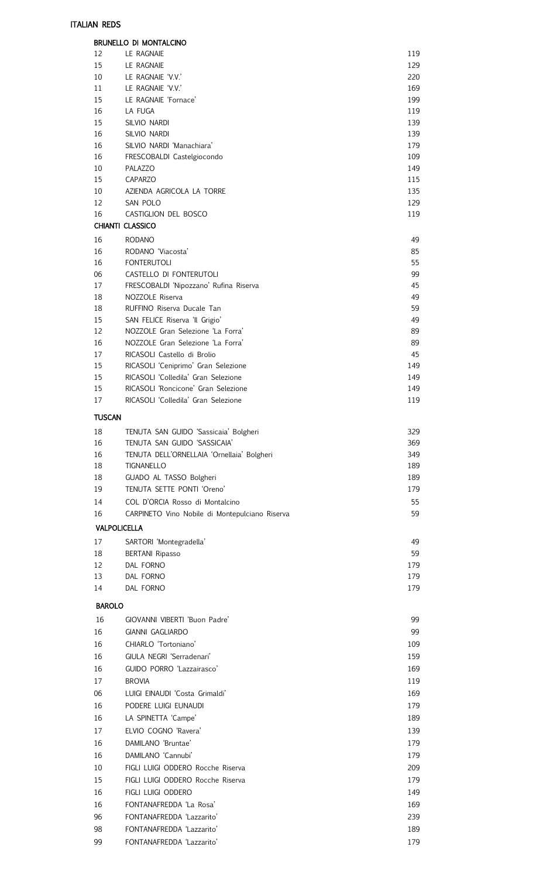# ITALIAN REDS

## BRUNELLO DI MONTALCINO

| | | |
|---|---|---|
| 12 | LE RAGNAIE | 119 |
| 15 | LE RAGNAIE | 129 |
| 10 | LE RAGNAIE 'V.V.' | 220 |
| 11 | LE RAGNAIE 'V.V.' | 169 |
| 15 | LE RAGNAIE 'Fornace' | 199 |
| 16 | LA FUGA | 119 |
| 15 | SILVIO NARDI | 139 |
| 16 | SILVIO NARDI | 139 |
| 16 | SILVIO NARDI 'Manachiara' | 179 |
| 16 | FRESCOBALDI Castelgiocondo | 109 |
| 10 | PALAZZO | 149 |
| 15 | CAPARZO | 115 |
| 10 | AZIENDA AGRICOLA LA TORRE | 135 |
| 12 | SAN POLO | 129 |
| 16 | CASTIGLION DEL BOSCO | 119 |

## CHIANTI CLASSICO

| | | |
|---|---|---|
| 16 | RODANO | 49 |
| 16 | RODANO 'Viacosta' | 85 |
| 16 | FONTERUTOLI | 55 |
| 06 | CASTELLO DI FONTERUTOLI | 99 |
| 17 | FRESCOBALDI 'Nipozzano' Rufina Riserva | 45 |
| 18 | NOZZOLE Riserva | 49 |
| 18 | RUFFINO Riserva Ducale Tan | 59 |
| 15 | SAN FELICE Riserva 'Il Grigio' | 49 |
| 12 | NOZZOLE Gran Selezione 'La Forra' | 89 |
| 16 | NOZZOLE Gran Selezione 'La Forra' | 89 |
| 17 | RICASOLI Castello di Brolio | 45 |
| 15 | RICASOLI 'Ceniprimo' Gran Selezione | 149 |
| 15 | RICASOLI 'Colledila' Gran Selezione | 149 |
| 15 | RICASOLI 'Roncicone' Gran Selezione | 149 |
| 17 | RICASOLI 'Colledila' Gran Selezione | 119 |

## TUSCAN

| | | |
|---|---|---|
| 18 | TENUTA SAN GUIDO 'Sassicaia' Bolgheri | 329 |
| 16 | TENUTA SAN GUIDO 'SASSICAIA' | 369 |
| 16 | TENUTA DELL'ORNELLAIA 'Ornellaia' Bolgheri | 349 |
| 18 | TIGNANELLO | 189 |
| 18 | GUADO AL TASSO Bolgheri | 189 |
| 19 | TENUTA SETTE PONTI 'Oreno' | 179 |
| 14 | COL D'ORCIA Rosso di Montalcino | 55 |
| 16 | CARPINETO Vino Nobile di Montepulciano Riserva | 59 |

## VALPOLICELLA

| | | |
|---|---|---|
| 17 | SARTORI 'Montegradella' | 49 |
| 18 | BERTANI Ripasso | 59 |
| 12 | DAL FORNO | 179 |
| 13 | DAL FORNO | 179 |
| 14 | DAL FORNO | 179 |

## BAROLO

| | | |
|---|---|---|
| 16 | GIOVANNI VIBERTI 'Buon Padre' | 99 |
| 16 | GIANNI GAGLIARDO | 99 |
| 16 | CHIARLO 'Tortoniano' | 109 |
| 16 | GIULA NEGRI 'Serradenari' | 159 |
| 16 | GUIDO PORRO 'Lazzairasco' | 169 |
| 17 | BROVIA | 119 |
| 06 | LUIGI EINAUDI 'Costa Grimaldi' | 169 |
| 16 | PODERE LUIGI EUNAUDI | 179 |
| 16 | LA SPINETTA 'Campe' | 189 |
| 17 | ELVIO COGNO 'Ravera' | 139 |
| 16 | DAMILANO 'Bruntae' | 179 |
| 16 | DAMILANO 'Cannubi' | 179 |
| 10 | FIGLI LUIGI ODDERO Rocche Riserva | 209 |
| 15 | FIGLI LUIGI ODDERO Rocche Riserva | 179 |
| 16 | FIGLI LUIGI ODDERO | 149 |
| 16 | FONTANAFREDDA 'La Rosa' | 169 |
| 96 | FONTANAFREDDA 'Lazzarito' | 239 |
| 98 | FONTANAFREDDA 'Lazzarito' | 189 |
| 99 | FONTANAFREDDA 'Lazzarito' | 179 |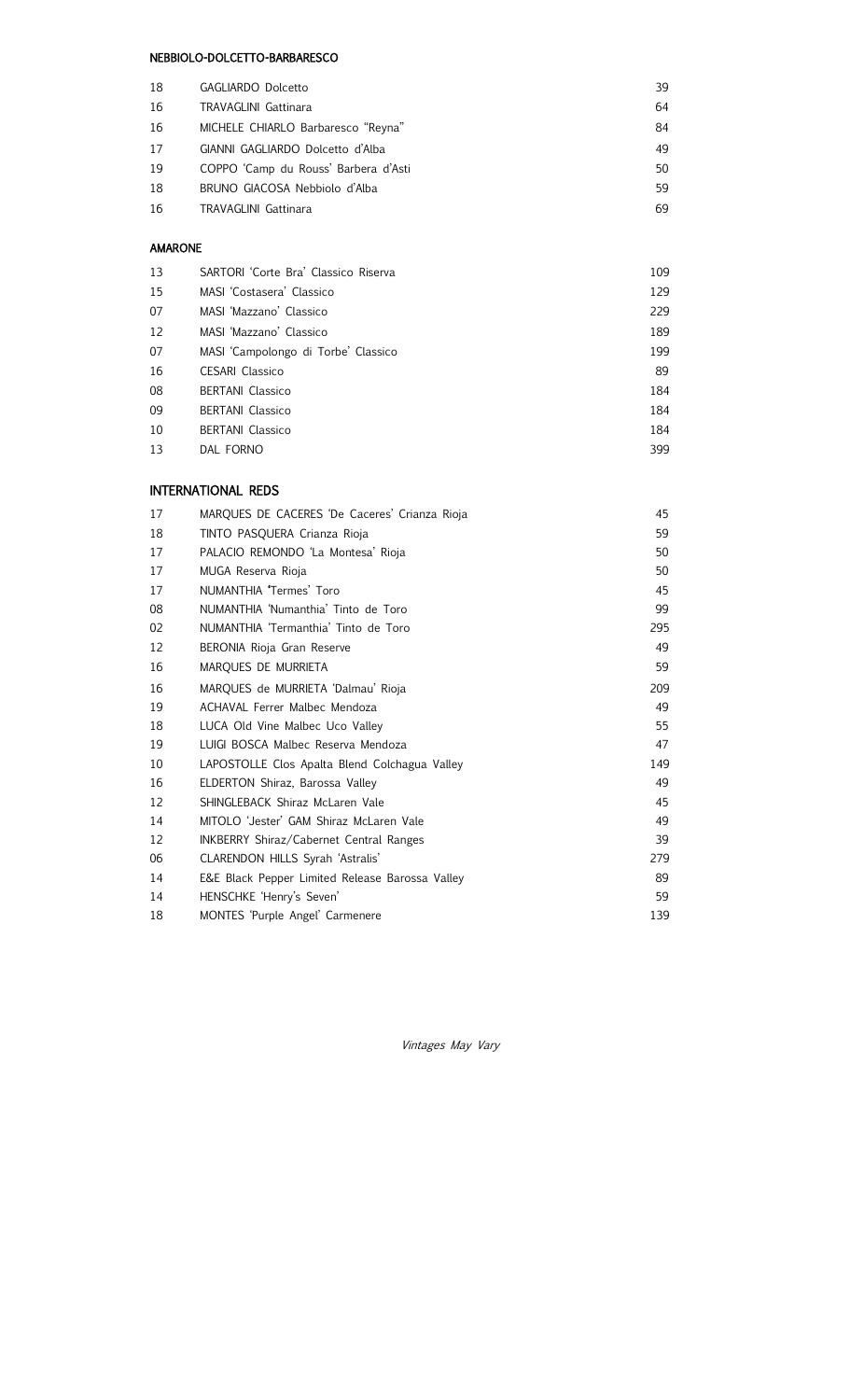## NEBBIOLO-DOLCETTO-BARBARESCO

| | | |
|---|---|---|
| 18 | GAGLIARDO Dolcetto | 39 |
| 16 | TRAVAGLINI Gattinara | 64 |
| 16 | MICHELE CHIARLO Barbaresco "Reyna" | 84 |
| 17 | GIANNI GAGLIARDO Dolcetto d'Alba | 49 |
| 19 | COPPO 'Camp du Rouss' Barbera d'Asti | 50 |
| 18 | BRUNO GIACOSA Nebbiolo d'Alba | 59 |
| 16 | TRAVAGLINI Gattinara | 69 |

## AMARONE

| | | |
|---|---|---|
| 13 | SARTORI 'Corte Bra' Classico Riserva | 109 |
| 15 | MASI 'Costasera' Classico | 129 |
| 07 | MASI 'Mazzano' Classico | 229 |
| 12 | MASI 'Mazzano' Classico | 189 |
| 07 | MASI 'Campolongo di Torbe' Classico | 199 |
| 16 | CESARI Classico | 89 |
| 08 | BERTANI Classico | 184 |
| 09 | BERTANI Classico | 184 |
| 10 | BERTANI Classico | 184 |
| 13 | DAL FORNO | 399 |

## INTERNATIONAL REDS

| | | |
|---|---|---|
| 17 | MARQUES DE CACERES 'De Caceres' Crianza Rioja | 45 |
| 18 | TINTO PASQUERA Crianza Rioja | 59 |
| 17 | PALACIO REMONDO 'La Montesa' Rioja | 50 |
| 17 | MUGA Reserva Rioja | 50 |
| 17 | NUMANTHIA 'Termes' Toro | 45 |
| 08 | NUMANTHIA 'Numanthia' Tinto de Toro | 99 |
| 02 | NUMANTHIA 'Termanthia' Tinto de Toro | 295 |
| 12 | BERONIA Rioja Gran Reserve | 49 |
| 16 | MARQUES DE MURRIETA | 59 |
| 16 | MARQUES de MURRIETA 'Dalmau' Rioja | 209 |
| 19 | ACHAVAL Ferrer Malbec Mendoza | 49 |
| 18 | LUCA Old Vine Malbec Uco Valley | 55 |
| 19 | LUIGI BOSCA Malbec Reserva Mendoza | 47 |
| 10 | LAPOSTOLLE Clos Apalta Blend Colchagua Valley | 149 |
| 16 | ELDERTON Shiraz, Barossa Valley | 49 |
| 12 | SHINGLEBACK Shiraz McLaren Vale | 45 |
| 14 | MITOLO 'Jester' GAM Shiraz McLaren Vale | 49 |
| 12 | INKBERRY Shiraz/Cabernet Central Ranges | 39 |
| 06 | CLARENDON HILLS Syrah 'Astralis' | 279 |
| 14 | E&E Black Pepper Limited Release Barossa Valley | 89 |
| 14 | HENSCHKE 'Henry's Seven' | 59 |
| 18 | MONTES 'Purple Angel' Carmenere | 139 |

*Vintages May Vary*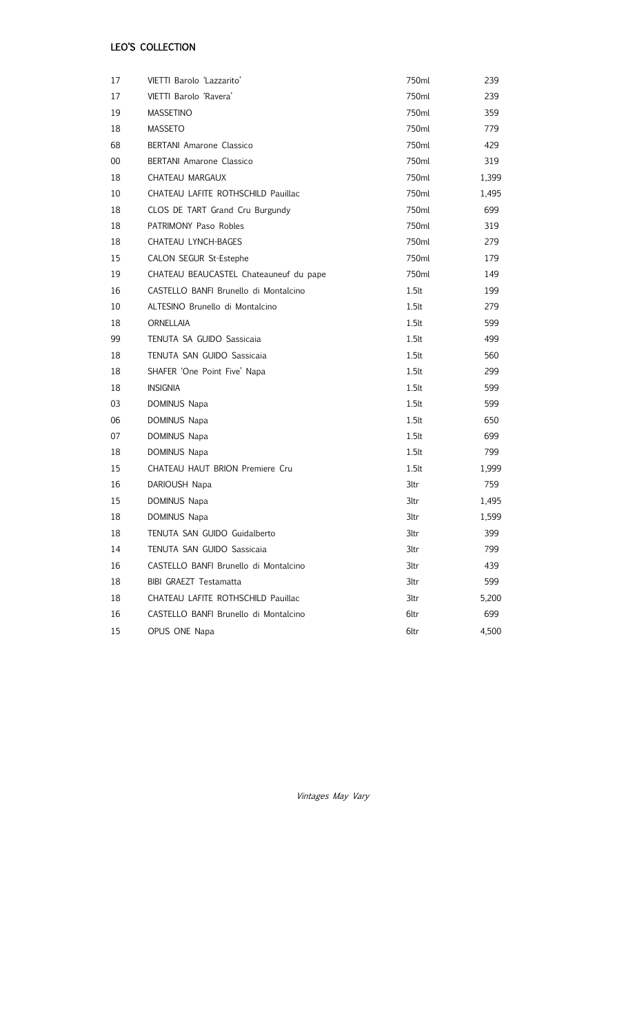## LEO'S COLLECTION

| | | | |
|---|---|---|---|
| 17 | VIETTI Barolo 'Lazzarito' | 750ml | 239 |
| 17 | VIETTI Barolo 'Ravera' | 750ml | 239 |
| 19 | MASSETINO | 750ml | 359 |
| 18 | MASSETO | 750ml | 779 |
| 68 | BERTANI Amarone Classico | 750ml | 429 |
| 00 | BERTANI Amarone Classico | 750ml | 319 |
| 18 | CHATEAU MARGAUX | 750ml | 1,399 |
| 10 | CHATEAU LAFITE ROTHSCHILD Pauillac | 750ml | 1,495 |
| 18 | CLOS DE TART Grand Cru Burgundy | 750ml | 699 |
| 18 | PATRIMONY Paso Robles | 750ml | 319 |
| 18 | CHATEAU LYNCH-BAGES | 750ml | 279 |
| 15 | CALON SEGUR St-Estephe | 750ml | 179 |
| 19 | CHATEAU BEAUCASTEL Chateauneuf du pape | 750ml | 149 |
| 16 | CASTELLO BANFI Brunello di Montalcino | 1.5lt | 199 |
| 10 | ALTESINO Brunello di Montalcino | 1.5lt | 279 |
| 18 | ORNELLAIA | 1.5lt | 599 |
| 99 | TENUTA SA GUIDO Sassicaia | 1.5lt | 499 |
| 18 | TENUTA SAN GUIDO Sassicaia | 1.5lt | 560 |
| 18 | SHAFER 'One Point Five' Napa | 1.5lt | 299 |
| 18 | INSIGNIA | 1.5lt | 599 |
| 03 | DOMINUS Napa | 1.5lt | 599 |
| 06 | DOMINUS Napa | 1.5lt | 650 |
| 07 | DOMINUS Napa | 1.5lt | 699 |
| 18 | DOMINUS Napa | 1.5lt | 799 |
| 15 | CHATEAU HAUT BRION Premiere Cru | 1.5lt | 1,999 |
| 16 | DARIOUSH Napa | 3ltr | 759 |
| 15 | DOMINUS Napa | 3ltr | 1,495 |
| 18 | DOMINUS Napa | 3ltr | 1,599 |
| 18 | TENUTA SAN GUIDO Guidalberto | 3ltr | 399 |
| 14 | TENUTA SAN GUIDO Sassicaia | 3ltr | 799 |
| 16 | CASTELLO BANFI Brunello di Montalcino | 3ltr | 439 |
| 18 | BIBI GRAEZT Testamatta | 3ltr | 599 |
| 18 | CHATEAU LAFITE ROTHSCHILD Pauillac | 3ltr | 5,200 |
| 16 | CASTELLO BANFI Brunello di Montalcino | 6ltr | 699 |
| 15 | OPUS ONE Napa | 6ltr | 4,500 |

*Vintages May Vary*